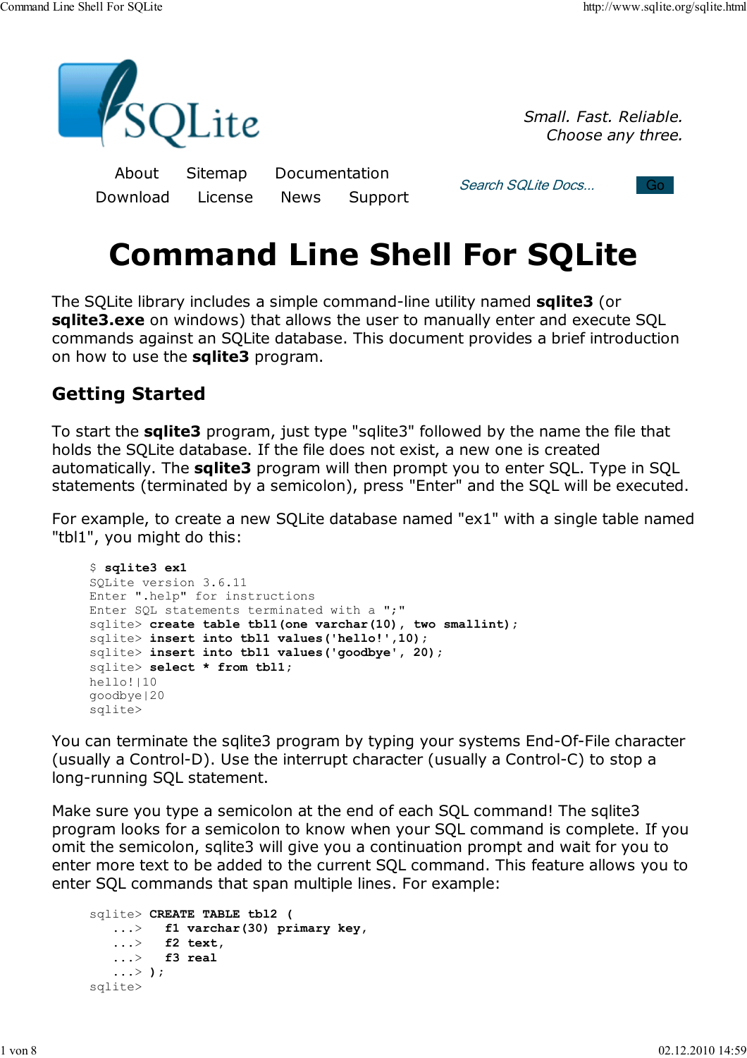Small. Fast. Reliable.
Choose any three.

About Sitemap Documentation
Download License News Support

Search SQLite Docs... Go

# Command Line Shell For SQLite

The SQLite library includes a simple command-line utility named **sqlite3** (or **sqlite3.exe** on windows) that allows the user to manually enter and execute SQL commands against an SQLite database. This document provides a brief introduction on how to use the **sqlite3** program.

## Getting Started

To start the **sqlite3** program, just type "sqlite3" followed by the name the file that holds the SQLite database. If the file does not exist, a new one is created automatically. The **sqlite3** program will then prompt you to enter SQL. Type in SQL statements (terminated by a semicolon), press "Enter" and the SQL will be executed.

For example, to create a new SQLite database named "ex1" with a single table named "tbl1", you might do this:

```
$ sqlite3 ex1
SQLite version 3.6.11
Enter ".help" for instructions
Enter SQL statements terminated with a ";"
sqlite> create table tbl1(one varchar(10), two smallint);
sqlite> insert into tbl1 values('hello!',10);
sqlite> insert into tbl1 values('goodbye', 20);
sqlite> select * from tbl1;
hello!|10
goodbye|20
sqlite>
```

You can terminate the sqlite3 program by typing your systems End-Of-File character (usually a Control-D). Use the interrupt character (usually a Control-C) to stop a long-running SQL statement.

Make sure you type a semicolon at the end of each SQL command! The sqlite3 program looks for a semicolon to know when your SQL command is complete. If you omit the semicolon, sqlite3 will give you a continuation prompt and wait for you to enter more text to be added to the current SQL command. This feature allows you to enter SQL commands that span multiple lines. For example:

```
sqlite> CREATE TABLE tbl2 (
   ...>   f1 varchar(30) primary key,
   ...>   f2 text,
   ...>   f3 real
   ...> );
sqlite>
```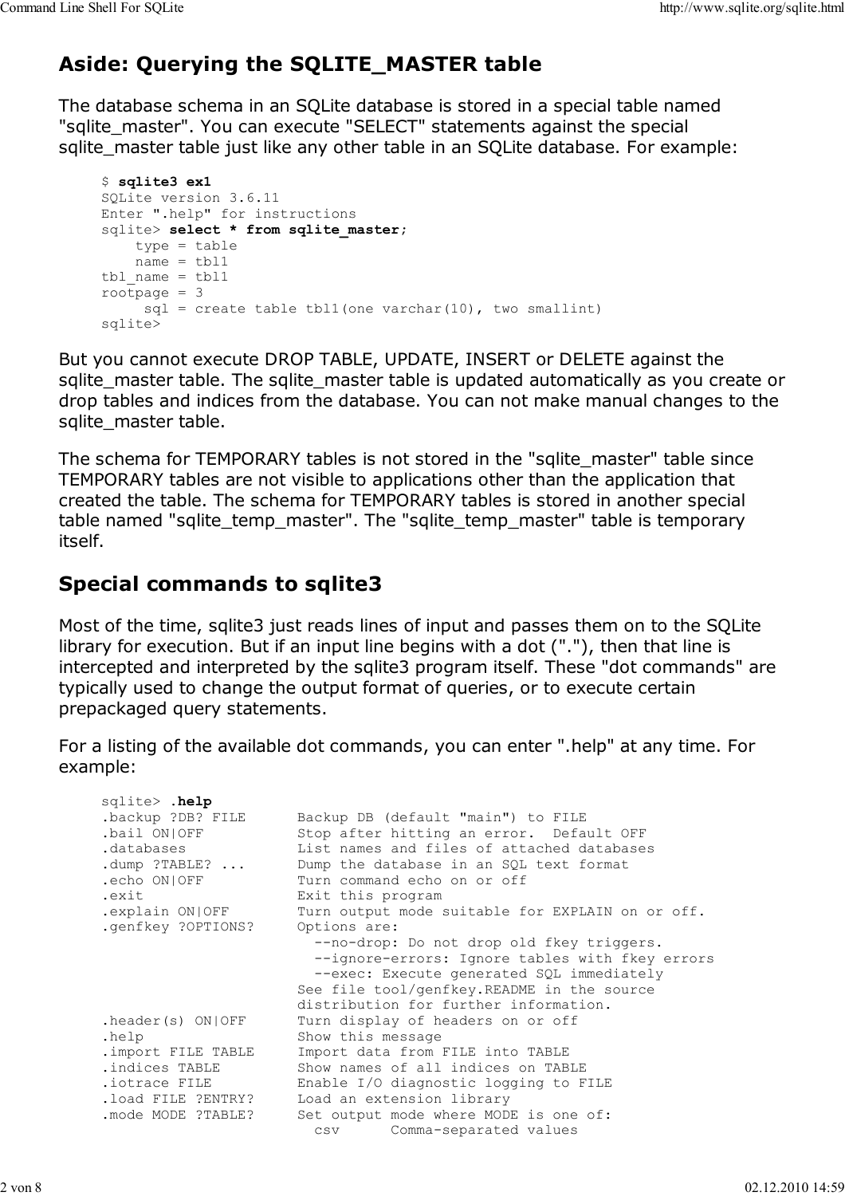## Aside: Querying the SQLITE_MASTER table

The database schema in an SQLite database is stored in a special table named "sqlite_master". You can execute "SELECT" statements against the special sqlite_master table just like any other table in an SQLite database. For example:

```
$ sqlite3 ex1
SQLite version 3.6.11
Enter ".help" for instructions
sqlite> select * from sqlite_master;
    type = table
    name = tbl1
tbl_name = tbl1
rootpage = 3
     sql = create table tbl1(one varchar(10), two smallint)
sqlite>
```

But you cannot execute DROP TABLE, UPDATE, INSERT or DELETE against the sqlite_master table. The sqlite_master table is updated automatically as you create or drop tables and indices from the database. You can not make manual changes to the sqlite_master table.

The schema for TEMPORARY tables is not stored in the "sqlite_master" table since TEMPORARY tables are not visible to applications other than the application that created the table. The schema for TEMPORARY tables is stored in another special table named "sqlite_temp_master". The "sqlite_temp_master" table is temporary itself.

## Special commands to sqlite3

Most of the time, sqlite3 just reads lines of input and passes them on to the SQLite library for execution. But if an input line begins with a dot ("."), then that line is intercepted and interpreted by the sqlite3 program itself. These "dot commands" are typically used to change the output format of queries, or to execute certain prepackaged query statements.

For a listing of the available dot commands, you can enter ".help" at any time. For example:

```
sqlite> .help
.backup ?DB? FILE      Backup DB (default "main") to FILE
.bail ON|OFF           Stop after hitting an error.  Default OFF
.databases             List names and files of attached databases
.dump ?TABLE? ...      Dump the database in an SQL text format
.echo ON|OFF           Turn command echo on or off
.exit                  Exit this program
.explain ON|OFF        Turn output mode suitable for EXPLAIN on or off.
.genfkey ?OPTIONS?     Options are:
                         --no-drop: Do not drop old fkey triggers.
                         --ignore-errors: Ignore tables with fkey errors
                         --exec: Execute generated SQL immediately
                       See file tool/genfkey.README in the source
                       distribution for further information.
.header(s) ON|OFF      Turn display of headers on or off
.help                  Show this message
.import FILE TABLE     Import data from FILE into TABLE
.indices TABLE         Show names of all indices on TABLE
.iotrace FILE          Enable I/O diagnostic logging to FILE
.load FILE ?ENTRY?     Load an extension library
.mode MODE ?TABLE?     Set output mode where MODE is one of:
                         csv      Comma-separated values
```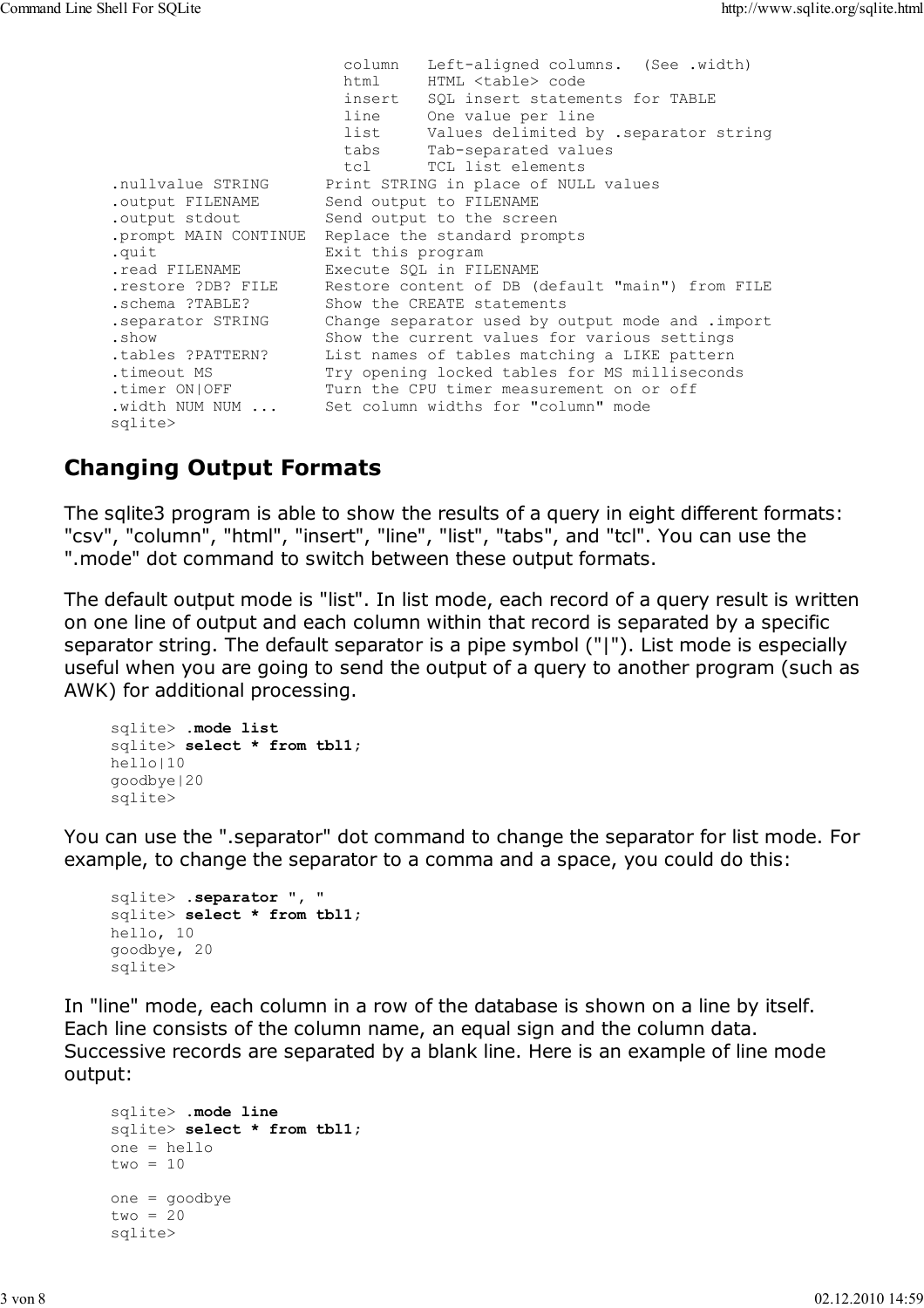```
                           column   Left-aligned columns.  (See .width)
                           html     HTML <table> code
                           insert   SQL insert statements for TABLE
                           line     One value per line
                           list     Values delimited by .separator string
                           tabs     Tab-separated values
                           tcl      TCL list elements
.nullvalue STRING      Print STRING in place of NULL values
.output FILENAME       Send output to FILENAME
.output stdout         Send output to the screen
.prompt MAIN CONTINUE  Replace the standard prompts
.quit                  Exit this program
.read FILENAME         Execute SQL in FILENAME
.restore ?DB? FILE     Restore content of DB (default "main") from FILE
.schema ?TABLE?        Show the CREATE statements
.separator STRING      Change separator used by output mode and .import
.show                  Show the current values for various settings
.tables ?PATTERN?      List names of tables matching a LIKE pattern
.timeout MS            Try opening locked tables for MS milliseconds
.timer ON|OFF          Turn the CPU timer measurement on or off
.width NUM NUM ...     Set column widths for "column" mode
sqlite>
```

## Changing Output Formats

The sqlite3 program is able to show the results of a query in eight different formats: "csv", "column", "html", "insert", "line", "list", "tabs", and "tcl". You can use the ".mode" dot command to switch between these output formats.

The default output mode is "list". In list mode, each record of a query result is written on one line of output and each column within that record is separated by a specific separator string. The default separator is a pipe symbol ("|"). List mode is especially useful when you are going to send the output of a query to another program (such as AWK) for additional processing.

```
sqlite> .mode list
sqlite> select * from tbl1;
hello|10
goodbye|20
sqlite>
```

You can use the ".separator" dot command to change the separator for list mode. For example, to change the separator to a comma and a space, you could do this:

```
sqlite> .separator ", "
sqlite> select * from tbl1;
hello, 10
goodbye, 20
sqlite>
```

In "line" mode, each column in a row of the database is shown on a line by itself. Each line consists of the column name, an equal sign and the column data. Successive records are separated by a blank line. Here is an example of line mode output:

```
sqlite> .mode line
sqlite> select * from tbl1;
one = hello
two = 10

one = goodbye
two = 20
sqlite>
```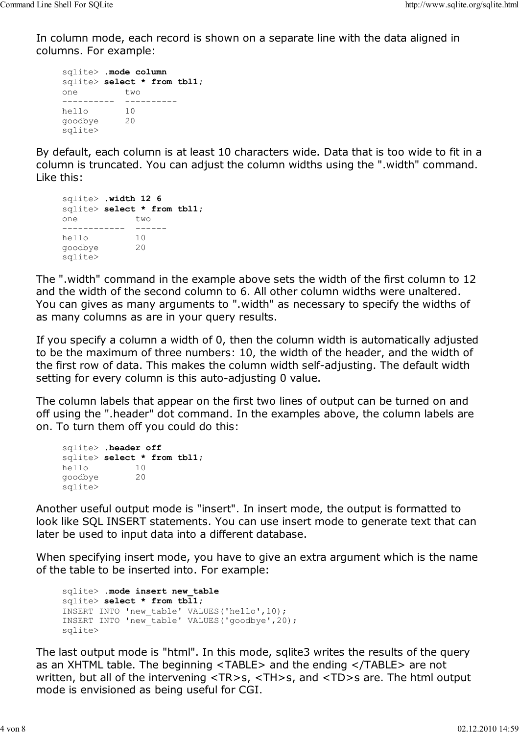In column mode, each record is shown on a separate line with the data aligned in columns. For example:

```
sqlite> .mode column
sqlite> select * from tbl1;
one         two
----------  ----------
hello       10
goodbye     20
sqlite>
```

By default, each column is at least 10 characters wide. Data that is too wide to fit in a column is truncated. You can adjust the column widths using the ".width" command. Like this:

```
sqlite> .width 12 6
sqlite> select * from tbl1;
one           two
------------  ------
hello         10
goodbye       20
sqlite>
```

The ".width" command in the example above sets the width of the first column to 12 and the width of the second column to 6. All other column widths were unaltered. You can gives as many arguments to ".width" as necessary to specify the widths of as many columns as are in your query results.

If you specify a column a width of 0, then the column width is automatically adjusted to be the maximum of three numbers: 10, the width of the header, and the width of the first row of data. This makes the column width self-adjusting. The default width setting for every column is this auto-adjusting 0 value.

The column labels that appear on the first two lines of output can be turned on and off using the ".header" dot command. In the examples above, the column labels are on. To turn them off you could do this:

```
sqlite> .header off
sqlite> select * from tbl1;
hello         10
goodbye       20
sqlite>
```

Another useful output mode is "insert". In insert mode, the output is formatted to look like SQL INSERT statements. You can use insert mode to generate text that can later be used to input data into a different database.

When specifying insert mode, you have to give an extra argument which is the name of the table to be inserted into. For example:

```
sqlite> .mode insert new_table
sqlite> select * from tbl1;
INSERT INTO 'new_table' VALUES('hello',10);
INSERT INTO 'new_table' VALUES('goodbye',20);
sqlite>
```

The last output mode is "html". In this mode, sqlite3 writes the results of the query as an XHTML table. The beginning <TABLE> and the ending </TABLE> are not written, but all of the intervening <TR>s, <TH>s, and <TD>s are. The html output mode is envisioned as being useful for CGI.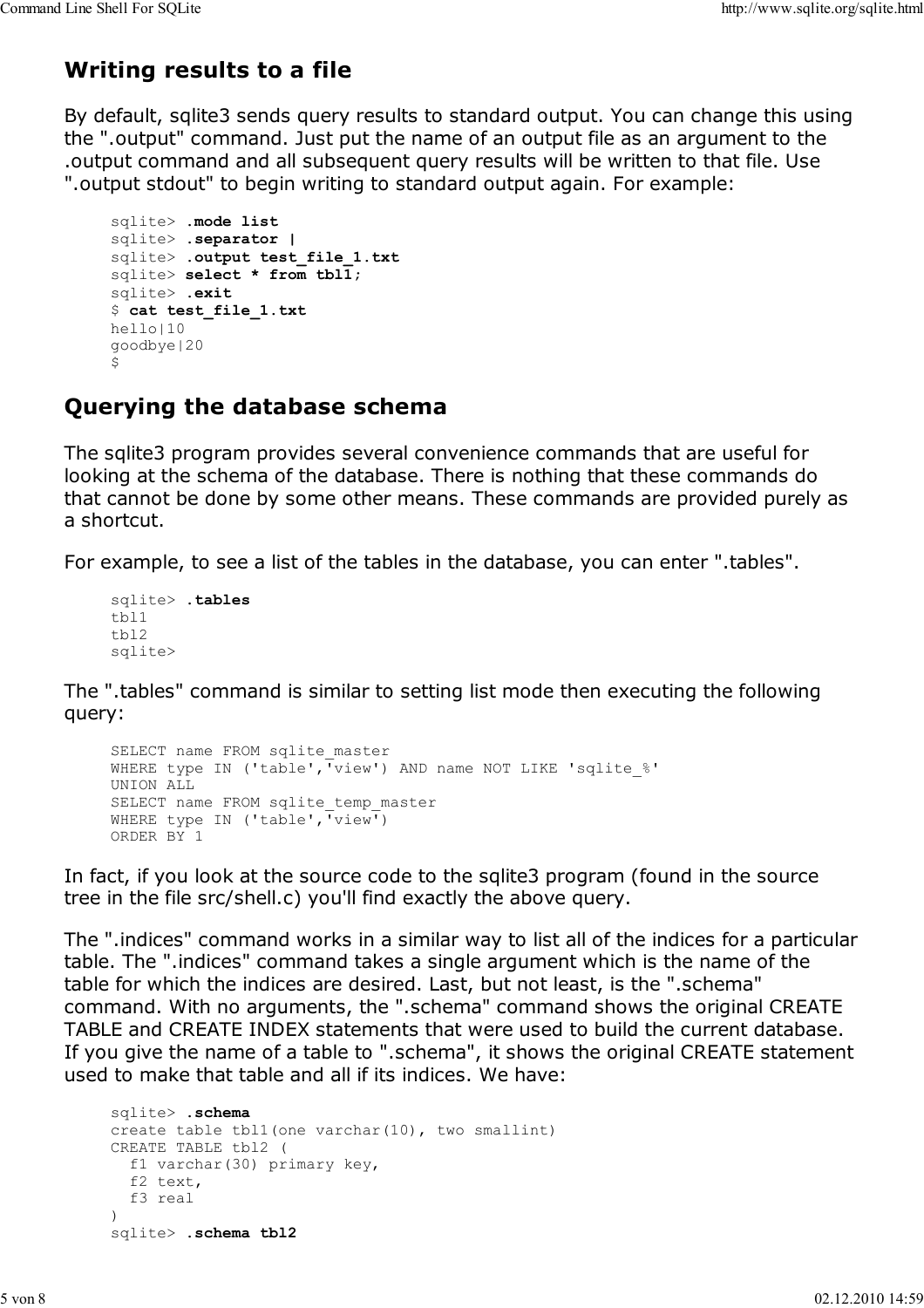## Writing results to a file

By default, sqlite3 sends query results to standard output. You can change this using the ".output" command. Just put the name of an output file as an argument to the .output command and all subsequent query results will be written to that file. Use ".output stdout" to begin writing to standard output again. For example:

```
sqlite> .mode list
sqlite> .separator |
sqlite> .output test_file_1.txt
sqlite> select * from tbl1;
sqlite> .exit
$ cat test_file_1.txt
hello|10
goodbye|20
$
```

## Querying the database schema

The sqlite3 program provides several convenience commands that are useful for looking at the schema of the database. There is nothing that these commands do that cannot be done by some other means. These commands are provided purely as a shortcut.

For example, to see a list of the tables in the database, you can enter ".tables".

```
sqlite> .tables
tbl1
tbl2
sqlite>
```

The ".tables" command is similar to setting list mode then executing the following query:

```
SELECT name FROM sqlite_master
WHERE type IN ('table','view') AND name NOT LIKE 'sqlite_%'
UNION ALL
SELECT name FROM sqlite_temp_master
WHERE type IN ('table','view')
ORDER BY 1
```

In fact, if you look at the source code to the sqlite3 program (found in the source tree in the file src/shell.c) you'll find exactly the above query.

The ".indices" command works in a similar way to list all of the indices for a particular table. The ".indices" command takes a single argument which is the name of the table for which the indices are desired. Last, but not least, is the ".schema" command. With no arguments, the ".schema" command shows the original CREATE TABLE and CREATE INDEX statements that were used to build the current database. If you give the name of a table to ".schema", it shows the original CREATE statement used to make that table and all if its indices. We have:

```
sqlite> .schema
create table tbl1(one varchar(10), two smallint)
CREATE TABLE tbl2 (
  f1 varchar(30) primary key,
  f2 text,
  f3 real
)
sqlite> .schema tbl2
```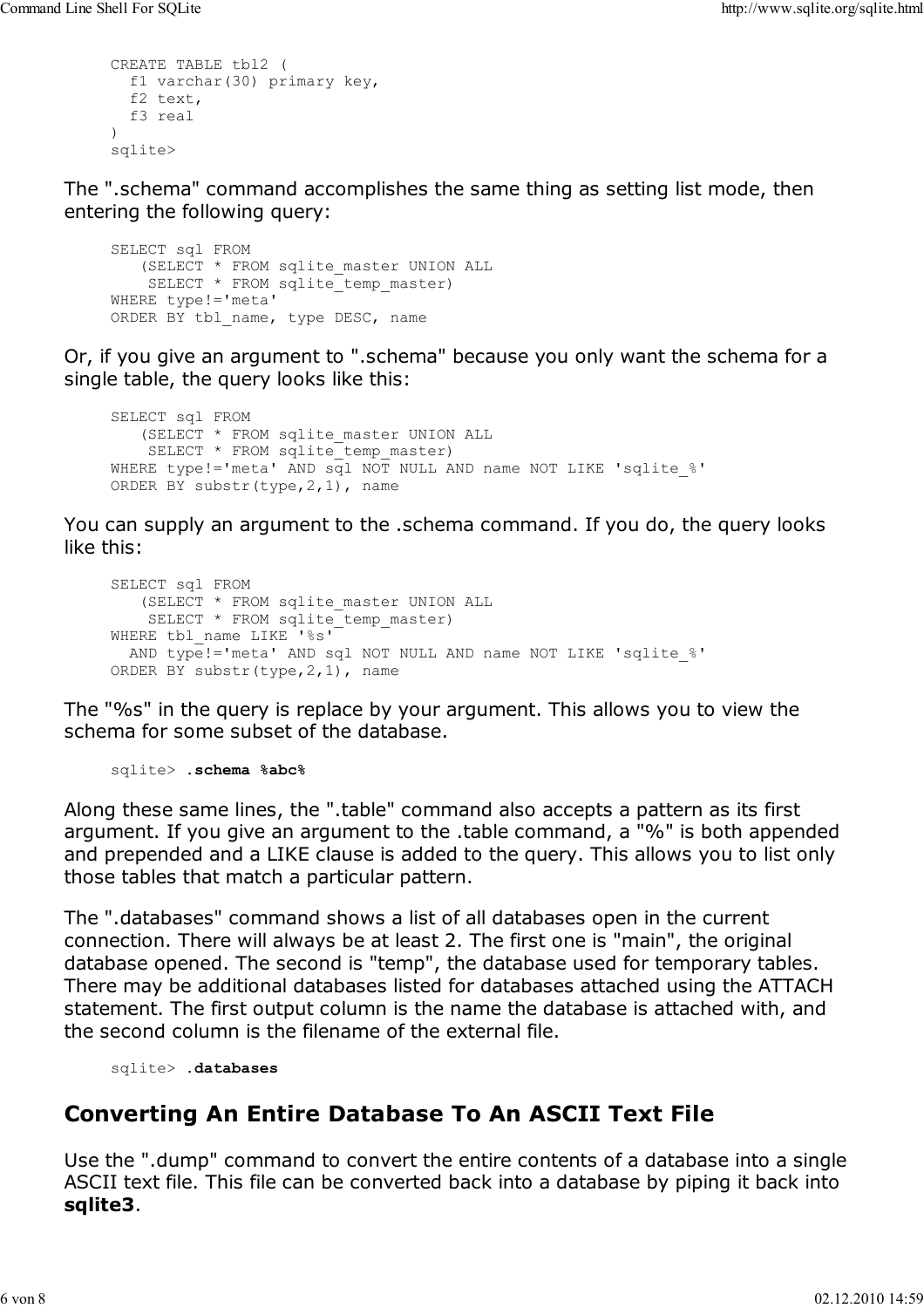```
CREATE TABLE tbl2 (
  f1 varchar(30) primary key,
  f2 text,
  f3 real
)
sqlite>
```

The ".schema" command accomplishes the same thing as setting list mode, then entering the following query:

```
SELECT sql FROM
   (SELECT * FROM sqlite_master UNION ALL
    SELECT * FROM sqlite_temp_master)
WHERE type!='meta'
ORDER BY tbl_name, type DESC, name
```

Or, if you give an argument to ".schema" because you only want the schema for a single table, the query looks like this:

```
SELECT sql FROM
   (SELECT * FROM sqlite_master UNION ALL
    SELECT * FROM sqlite_temp_master)
WHERE type!='meta' AND sql NOT NULL AND name NOT LIKE 'sqlite_%'
ORDER BY substr(type,2,1), name
```

You can supply an argument to the .schema command. If you do, the query looks like this:

```
SELECT sql FROM
   (SELECT * FROM sqlite_master UNION ALL
    SELECT * FROM sqlite_temp_master)
WHERE tbl_name LIKE '%s'
  AND type!='meta' AND sql NOT NULL AND name NOT LIKE 'sqlite_%'
ORDER BY substr(type,2,1), name
```

The "%s" in the query is replace by your argument. This allows you to view the schema for some subset of the database.

```
sqlite> .schema %abc%
```

Along these same lines, the ".table" command also accepts a pattern as its first argument. If you give an argument to the .table command, a "%" is both appended and prepended and a LIKE clause is added to the query. This allows you to list only those tables that match a particular pattern.

The ".databases" command shows a list of all databases open in the current connection. There will always be at least 2. The first one is "main", the original database opened. The second is "temp", the database used for temporary tables. There may be additional databases listed for databases attached using the ATTACH statement. The first output column is the name the database is attached with, and the second column is the filename of the external file.

```
sqlite> .databases
```

## Converting An Entire Database To An ASCII Text File

Use the ".dump" command to convert the entire contents of a database into a single ASCII text file. This file can be converted back into a database by piping it back into **sqlite3**.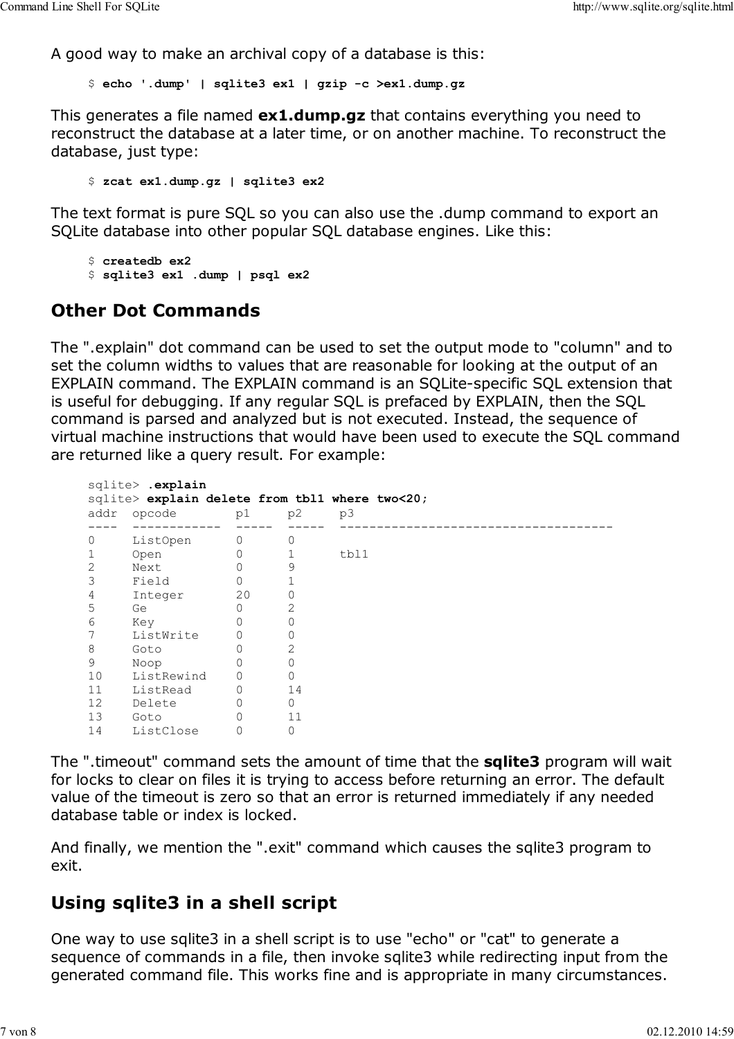A good way to make an archival copy of a database is this:

```
$ echo '.dump' | sqlite3 ex1 | gzip -c >ex1.dump.gz
```

This generates a file named **ex1.dump.gz** that contains everything you need to reconstruct the database at a later time, or on another machine. To reconstruct the database, just type:

```
$ zcat ex1.dump.gz | sqlite3 ex2
```

The text format is pure SQL so you can also use the .dump command to export an SQLite database into other popular SQL database engines. Like this:

```
$ createdb ex2
$ sqlite3 ex1 .dump | psql ex2
```

## Other Dot Commands

The ".explain" dot command can be used to set the output mode to "column" and to set the column widths to values that are reasonable for looking at the output of an EXPLAIN command. The EXPLAIN command is an SQLite-specific SQL extension that is useful for debugging. If any regular SQL is prefaced by EXPLAIN, then the SQL command is parsed and analyzed but is not executed. Instead, the sequence of virtual machine instructions that would have been used to execute the SQL command are returned like a query result. For example:

```
sqlite> .explain
sqlite> explain delete from tbl1 where two<20;
addr  opcode        p1     p2     p3
----  ------------  -----  -----  -------------------------------------
0     ListOpen      0      0
1     Open          0      1      tbl1
2     Next          0      9
3     Field         0      1
4     Integer       20     0
5     Ge            0      2
6     Key           0      0
7     ListWrite     0      0
8     Goto          0      2
9     Noop          0      0
10    ListRewind    0      0
11    ListRead      0      14
12    Delete        0      0
13    Goto          0      11
14    ListClose     0      0
```

The ".timeout" command sets the amount of time that the **sqlite3** program will wait for locks to clear on files it is trying to access before returning an error. The default value of the timeout is zero so that an error is returned immediately if any needed database table or index is locked.

And finally, we mention the ".exit" command which causes the sqlite3 program to exit.

## Using sqlite3 in a shell script

One way to use sqlite3 in a shell script is to use "echo" or "cat" to generate a sequence of commands in a file, then invoke sqlite3 while redirecting input from the generated command file. This works fine and is appropriate in many circumstances.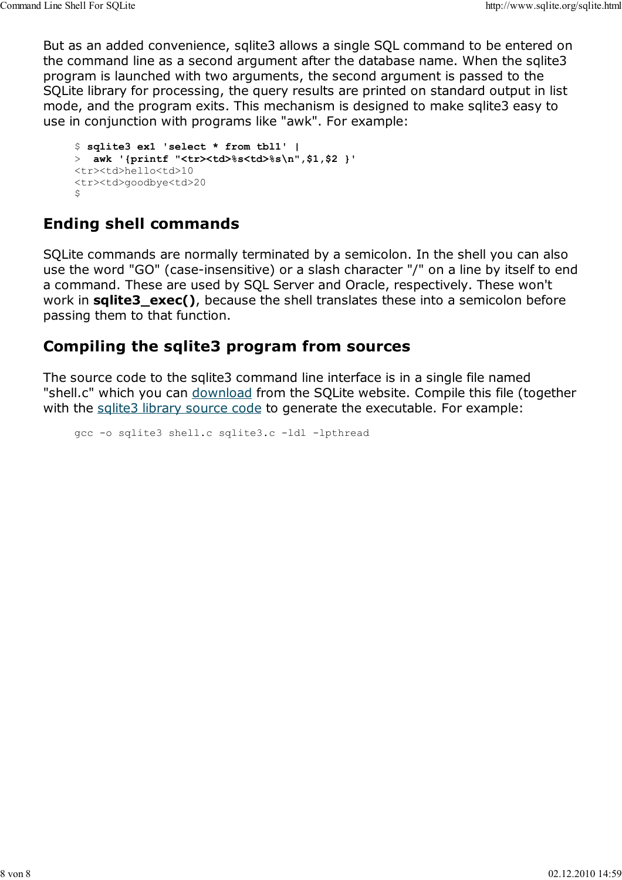But as an added convenience, sqlite3 allows a single SQL command to be entered on the command line as a second argument after the database name. When the sqlite3 program is launched with two arguments, the second argument is passed to the SQLite library for processing, the query results are printed on standard output in list mode, and the program exits. This mechanism is designed to make sqlite3 easy to use in conjunction with programs like "awk". For example:

```
$ sqlite3 ex1 'select * from tbl1' |
>  awk '{printf "<tr><td>%s<td>%s\n",$1,$2 }'
<tr><td>hello<td>10
<tr><td>goodbye<td>20
$
```

## Ending shell commands

SQLite commands are normally terminated by a semicolon. In the shell you can also use the word "GO" (case-insensitive) or a slash character "/" on a line by itself to end a command. These are used by SQL Server and Oracle, respectively. These won't work in **sqlite3_exec()**, because the shell translates these into a semicolon before passing them to that function.

## Compiling the sqlite3 program from sources

The source code to the sqlite3 command line interface is in a single file named "shell.c" which you can download from the SQLite website. Compile this file (together with the sqlite3 library source code to generate the executable. For example:

```
gcc -o sqlite3 shell.c sqlite3.c -ldl -lpthread
```